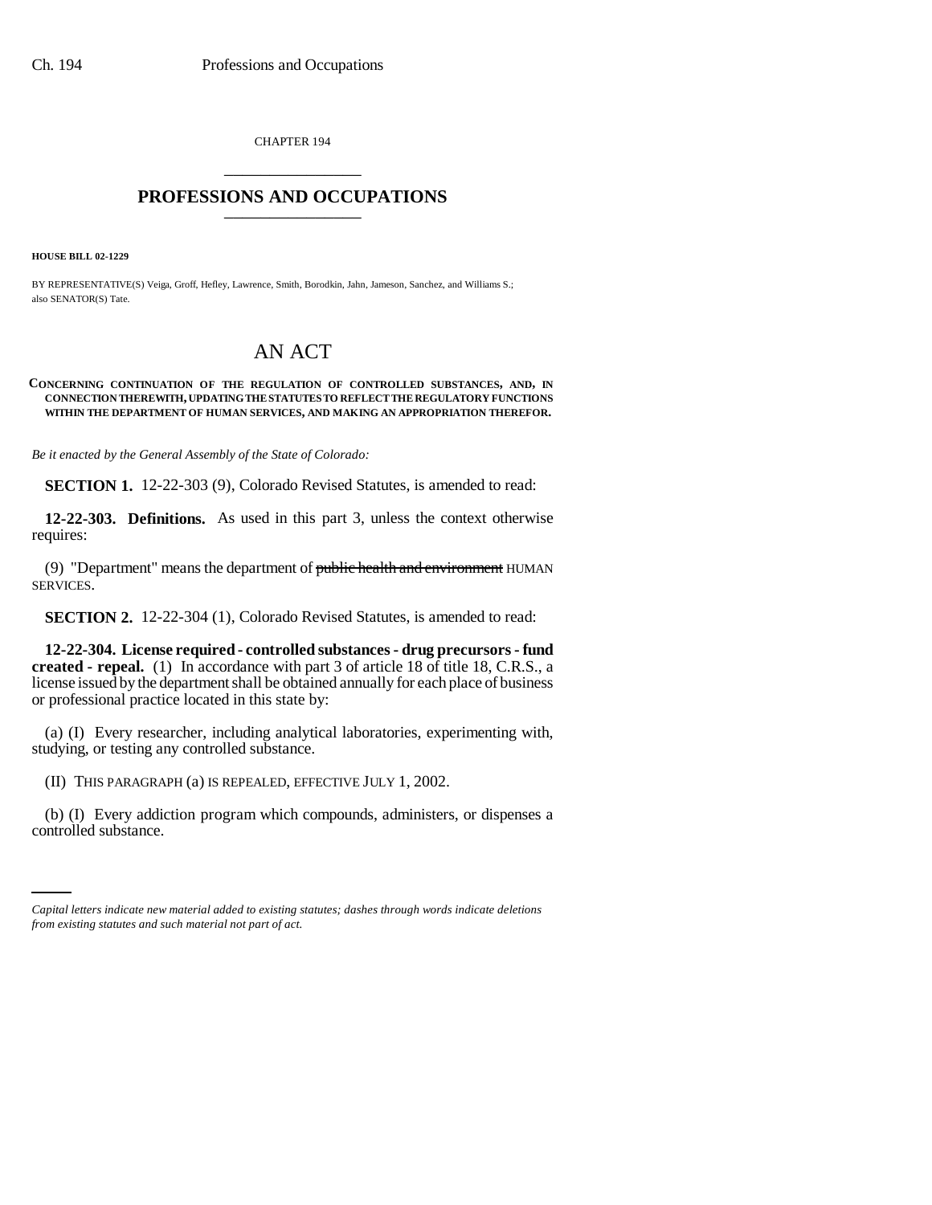CHAPTER 194

# PROFESSIONS AND OCCUPATIONS

**HOUSE BILL 02-1229**

BY REPRESENTATIVE(S) Veiga, Groff, Hefley, Lawrence, Smith, Borodkin, Jahn, Jameson, Sanchez, and Williams S.; also SENATOR(S) Tate.

# AN ACT

**CONCERNING CONTINUATION OF THE REGULATION OF CONTROLLED SUBSTANCES, AND, IN CONNECTION THEREWITH, UPDATING THE STATUTES TO REFLECT THE REGULATORY FUNCTIONS WITHIN THE DEPARTMENT OF HUMAN SERVICES, AND MAKING AN APPROPRIATION THEREFOR.**

*Be it enacted by the General Assembly of the State of Colorado:*

**SECTION 1.** 12-22-303 (9), Colorado Revised Statutes, is amended to read:

**12-22-303. Definitions.** As used in this part 3, unless the context otherwise requires:

(9) "Department" means the department of ~~public health and environment~~ HUMAN SERVICES.

**SECTION 2.** 12-22-304 (1), Colorado Revised Statutes, is amended to read:

**12-22-304. License required - controlled substances - drug precursors - fund created - repeal.** (1) In accordance with part 3 of article 18 of title 18, C.R.S., a license issued by the department shall be obtained annually for each place of business or professional practice located in this state by:

(a) (I) Every researcher, including analytical laboratories, experimenting with, studying, or testing any controlled substance.

(II) THIS PARAGRAPH (a) IS REPEALED, EFFECTIVE JULY 1, 2002.

(b) (I) Every addiction program which compounds, administers, or dispenses a controlled substance.

*Capital letters indicate new material added to existing statutes; dashes through words indicate deletions from existing statutes and such material not part of act.*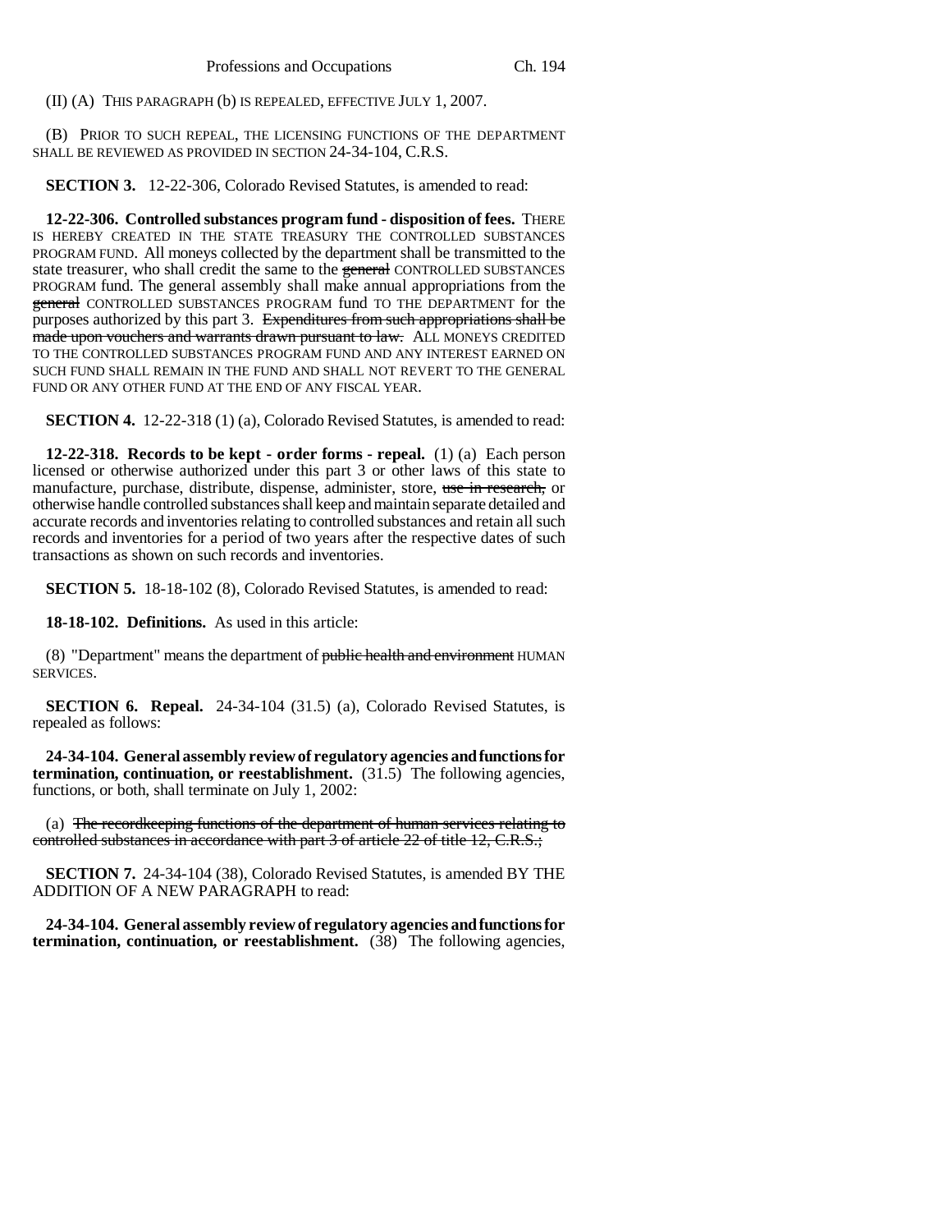(II) (A) THIS PARAGRAPH (b) IS REPEALED, EFFECTIVE JULY 1, 2007.

(B) PRIOR TO SUCH REPEAL, THE LICENSING FUNCTIONS OF THE DEPARTMENT SHALL BE REVIEWED AS PROVIDED IN SECTION 24-34-104, C.R.S.

**SECTION 3.** 12-22-306, Colorado Revised Statutes, is amended to read:

**12-22-306. Controlled substances program fund - disposition of fees.** THERE IS HEREBY CREATED IN THE STATE TREASURY THE CONTROLLED SUBSTANCES PROGRAM FUND. All moneys collected by the department shall be transmitted to the state treasurer, who shall credit the same to the ~~general~~ CONTROLLED SUBSTANCES PROGRAM fund. The general assembly shall make annual appropriations from the ~~general~~ CONTROLLED SUBSTANCES PROGRAM fund TO THE DEPARTMENT for the purposes authorized by this part 3. ~~Expenditures from such appropriations shall be made upon vouchers and warrants drawn pursuant to law.~~ ALL MONEYS CREDITED TO THE CONTROLLED SUBSTANCES PROGRAM FUND AND ANY INTEREST EARNED ON SUCH FUND SHALL REMAIN IN THE FUND AND SHALL NOT REVERT TO THE GENERAL FUND OR ANY OTHER FUND AT THE END OF ANY FISCAL YEAR.

**SECTION 4.** 12-22-318 (1) (a), Colorado Revised Statutes, is amended to read:

**12-22-318. Records to be kept - order forms - repeal.** (1) (a) Each person licensed or otherwise authorized under this part 3 or other laws of this state to manufacture, purchase, distribute, dispense, administer, store, ~~use in research,~~ or otherwise handle controlled substances shall keep and maintain separate detailed and accurate records and inventories relating to controlled substances and retain all such records and inventories for a period of two years after the respective dates of such transactions as shown on such records and inventories.

**SECTION 5.** 18-18-102 (8), Colorado Revised Statutes, is amended to read:

**18-18-102. Definitions.** As used in this article:

(8) "Department" means the department of ~~public health and environment~~ HUMAN SERVICES.

**SECTION 6. Repeal.** 24-34-104 (31.5) (a), Colorado Revised Statutes, is repealed as follows:

**24-34-104. General assembly review of regulatory agencies and functions for termination, continuation, or reestablishment.** (31.5) The following agencies, functions, or both, shall terminate on July 1, 2002:

(a) ~~The recordkeeping functions of the department of human services relating to controlled substances in accordance with part 3 of article 22 of title 12, C.R.S.;~~

**SECTION 7.** 24-34-104 (38), Colorado Revised Statutes, is amended BY THE ADDITION OF A NEW PARAGRAPH to read:

**24-34-104. General assembly review of regulatory agencies and functions for termination, continuation, or reestablishment.** (38) The following agencies,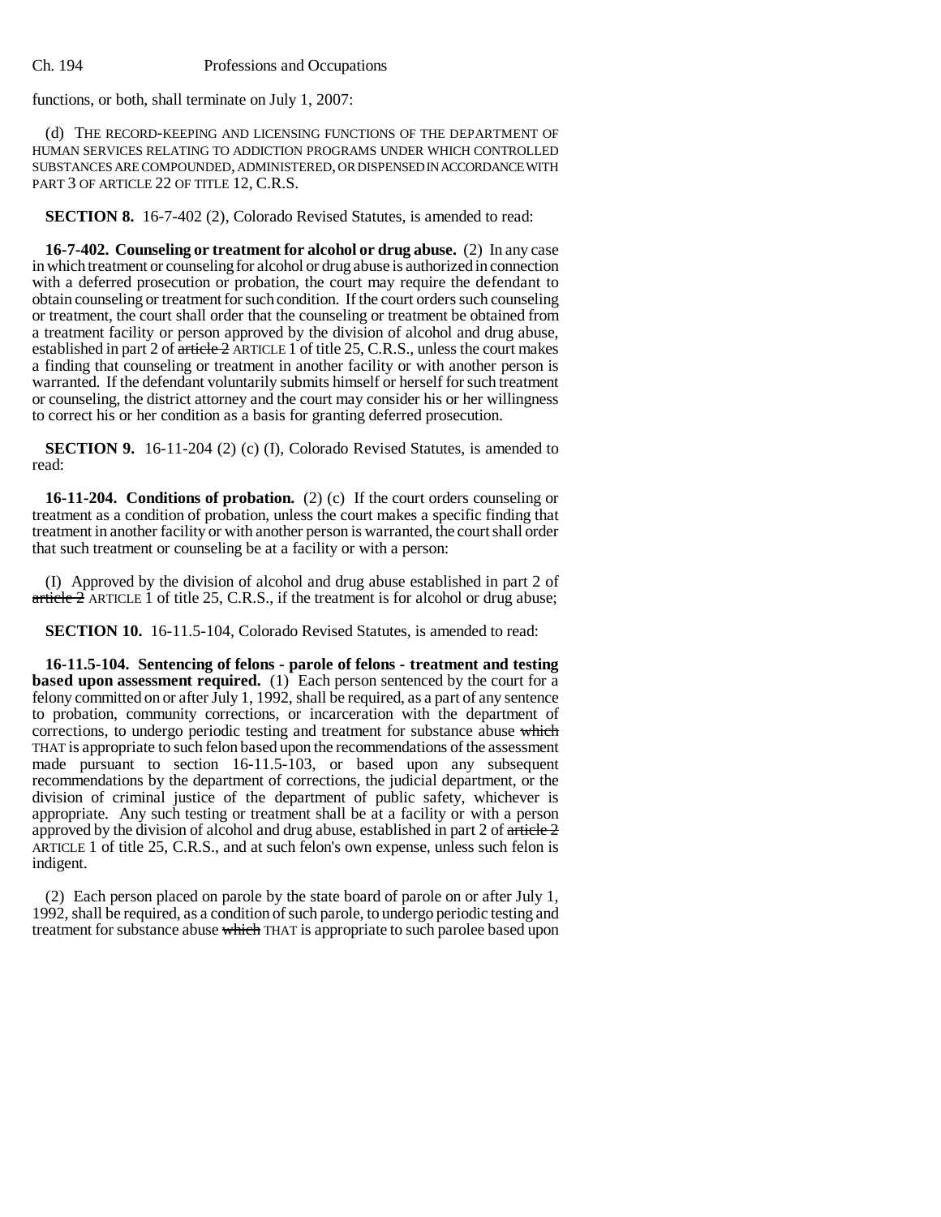functions, or both, shall terminate on July 1, 2007:

(d) THE RECORD-KEEPING AND LICENSING FUNCTIONS OF THE DEPARTMENT OF HUMAN SERVICES RELATING TO ADDICTION PROGRAMS UNDER WHICH CONTROLLED SUBSTANCES ARE COMPOUNDED, ADMINISTERED, OR DISPENSED IN ACCORDANCE WITH PART 3 OF ARTICLE 22 OF TITLE 12, C.R.S.

**SECTION 8.** 16-7-402 (2), Colorado Revised Statutes, is amended to read:

**16-7-402. Counseling or treatment for alcohol or drug abuse.** (2) In any case in which treatment or counseling for alcohol or drug abuse is authorized in connection with a deferred prosecution or probation, the court may require the defendant to obtain counseling or treatment for such condition. If the court orders such counseling or treatment, the court shall order that the counseling or treatment be obtained from a treatment facility or person approved by the division of alcohol and drug abuse, established in part 2 of ~~article 2~~ ARTICLE 1 of title 25, C.R.S., unless the court makes a finding that counseling or treatment in another facility or with another person is warranted. If the defendant voluntarily submits himself or herself for such treatment or counseling, the district attorney and the court may consider his or her willingness to correct his or her condition as a basis for granting deferred prosecution.

**SECTION 9.** 16-11-204 (2) (c) (I), Colorado Revised Statutes, is amended to read:

**16-11-204. Conditions of probation.** (2) (c) If the court orders counseling or treatment as a condition of probation, unless the court makes a specific finding that treatment in another facility or with another person is warranted, the court shall order that such treatment or counseling be at a facility or with a person:

(I) Approved by the division of alcohol and drug abuse established in part 2 of ~~article 2~~ ARTICLE 1 of title 25, C.R.S., if the treatment is for alcohol or drug abuse;

**SECTION 10.** 16-11.5-104, Colorado Revised Statutes, is amended to read:

**16-11.5-104. Sentencing of felons - parole of felons - treatment and testing based upon assessment required.** (1) Each person sentenced by the court for a felony committed on or after July 1, 1992, shall be required, as a part of any sentence to probation, community corrections, or incarceration with the department of corrections, to undergo periodic testing and treatment for substance abuse ~~which~~ THAT is appropriate to such felon based upon the recommendations of the assessment made pursuant to section 16-11.5-103, or based upon any subsequent recommendations by the department of corrections, the judicial department, or the division of criminal justice of the department of public safety, whichever is appropriate. Any such testing or treatment shall be at a facility or with a person approved by the division of alcohol and drug abuse, established in part 2 of ~~article 2~~ ARTICLE 1 of title 25, C.R.S., and at such felon's own expense, unless such felon is indigent.

(2) Each person placed on parole by the state board of parole on or after July 1, 1992, shall be required, as a condition of such parole, to undergo periodic testing and treatment for substance abuse ~~which~~ THAT is appropriate to such parolee based upon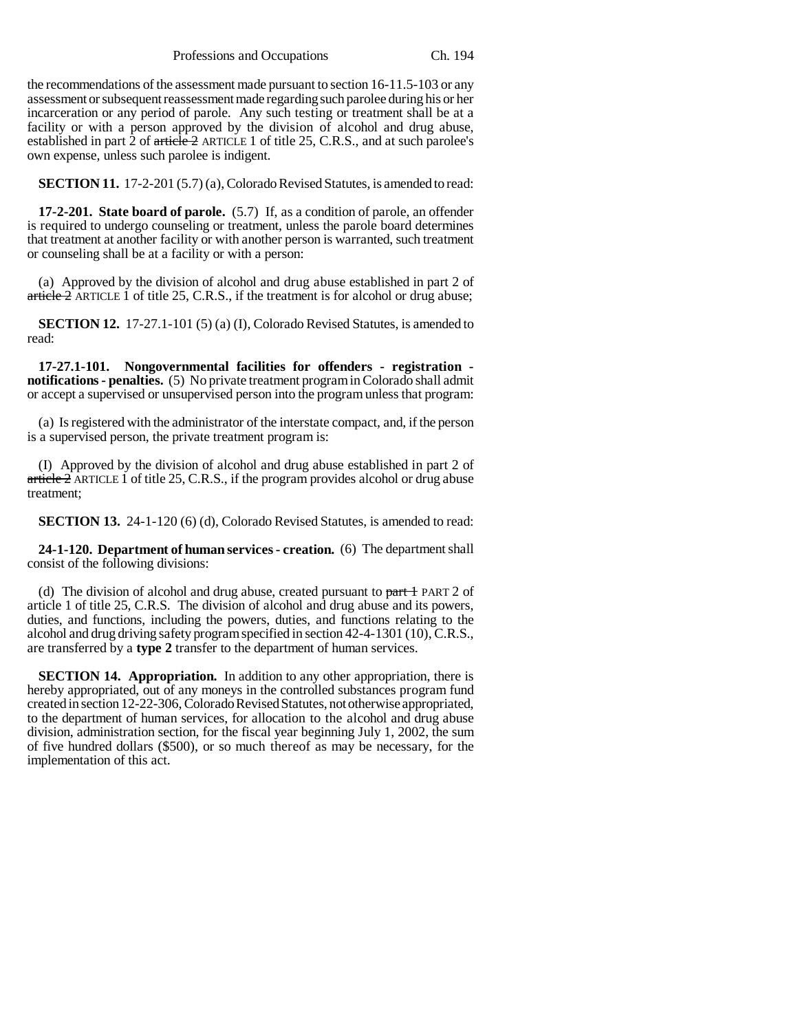the recommendations of the assessment made pursuant to section 16-11.5-103 or any assessment or subsequent reassessment made regarding such parolee during his or her incarceration or any period of parole. Any such testing or treatment shall be at a facility or with a person approved by the division of alcohol and drug abuse, established in part 2 of ~~article 2~~ ARTICLE 1 of title 25, C.R.S., and at such parolee's own expense, unless such parolee is indigent.

**SECTION 11.** 17-2-201 (5.7) (a), Colorado Revised Statutes, is amended to read:

**17-2-201. State board of parole.** (5.7) If, as a condition of parole, an offender is required to undergo counseling or treatment, unless the parole board determines that treatment at another facility or with another person is warranted, such treatment or counseling shall be at a facility or with a person:

(a) Approved by the division of alcohol and drug abuse established in part 2 of ~~article 2~~ ARTICLE 1 of title 25, C.R.S., if the treatment is for alcohol or drug abuse;

**SECTION 12.** 17-27.1-101 (5) (a) (I), Colorado Revised Statutes, is amended to read:

**17-27.1-101. Nongovernmental facilities for offenders - registration - notifications - penalties.** (5) No private treatment program in Colorado shall admit or accept a supervised or unsupervised person into the program unless that program:

(a) Is registered with the administrator of the interstate compact, and, if the person is a supervised person, the private treatment program is:

(I) Approved by the division of alcohol and drug abuse established in part 2 of ~~article 2~~ ARTICLE 1 of title 25, C.R.S., if the program provides alcohol or drug abuse treatment;

**SECTION 13.** 24-1-120 (6) (d), Colorado Revised Statutes, is amended to read:

**24-1-120. Department of human services - creation.** (6) The department shall consist of the following divisions:

(d) The division of alcohol and drug abuse, created pursuant to ~~part 1~~ PART 2 of article 1 of title 25, C.R.S. The division of alcohol and drug abuse and its powers, duties, and functions, including the powers, duties, and functions relating to the alcohol and drug driving safety program specified in section 42-4-1301 (10), C.R.S., are transferred by a **type 2** transfer to the department of human services.

**SECTION 14. Appropriation.** In addition to any other appropriation, there is hereby appropriated, out of any moneys in the controlled substances program fund created in section 12-22-306, Colorado Revised Statutes, not otherwise appropriated, to the department of human services, for allocation to the alcohol and drug abuse division, administration section, for the fiscal year beginning July 1, 2002, the sum of five hundred dollars ($500), or so much thereof as may be necessary, for the implementation of this act.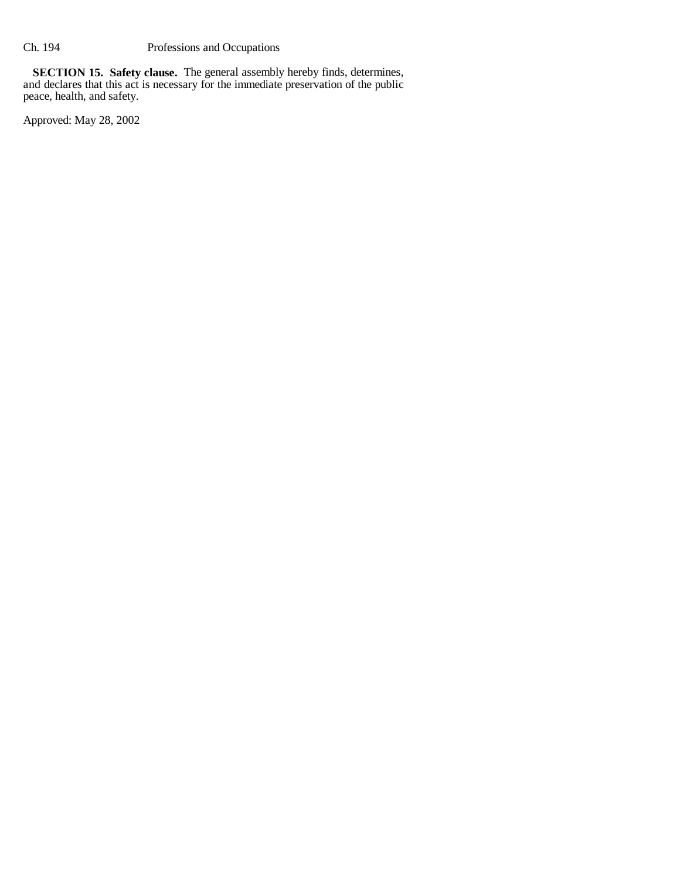**SECTION 15. Safety clause.** The general assembly hereby finds, determines, and declares that this act is necessary for the immediate preservation of the public peace, health, and safety.

Approved: May 28, 2002